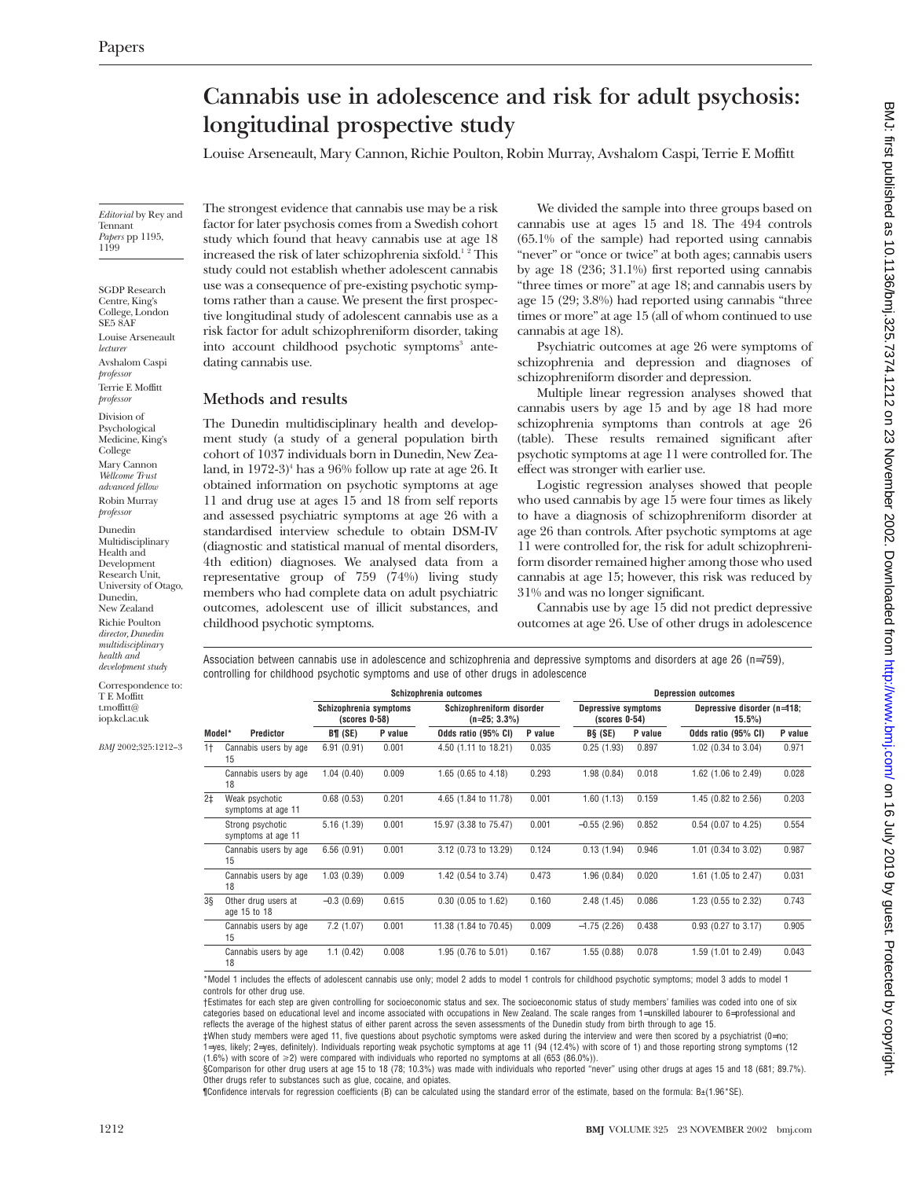# Cannabis use in adolescence and risk for adult psychosis: longitudinal prospective study

Louise Arseneault, Mary Cannon, Richie Poulton, Robin Murray, Avshalom Caspi, Terrie E Moffitt

*Editorial* by Rey and Tennant

*Papers* pp 1195, 1199

SGDP Research Centre, King's College, London SE5 8AF

Louise Arseneault *lecturer*

Avshalom Caspi *professor*

Terrie E Moffitt *professor*

Division of Psychological Medicine, King's College

Mary Cannon *Wellcome Trust advanced fellow*

Robin Murray *professor*

Dunedin Multidisciplinary Health and Development Research Unit, University of Otago, Dunedin, New Zealand

Richie Poulton *director, Dunedin multidisciplinary health and development study*

Correspondence to: T E Moffitt t.moffitt@iop.kcl.ac.uk

*BMJ* 2002;325:1212–3

The strongest evidence that cannabis use may be a risk factor for later psychosis comes from a Swedish cohort study which found that heavy cannabis use at age 18 increased the risk of later schizophrenia sixfold.[1 2] This study could not establish whether adolescent cannabis use was a consequence of pre-existing psychotic symptoms rather than a cause. We present the first prospective longitudinal study of adolescent cannabis use as a risk factor for adult schizophreniform disorder, taking into account childhood psychotic symptoms[3] antedating cannabis use.

## Methods and results

The Dunedin multidisciplinary health and development study (a study of a general population birth cohort of 1037 individuals born in Dunedin, New Zealand, in 1972-3)[4] has a 96% follow up rate at age 26. It obtained information on psychotic symptoms at age 11 and drug use at ages 15 and 18 from self reports and assessed psychiatric symptoms at age 26 with a standardised interview schedule to obtain DSM-IV (diagnostic and statistical manual of mental disorders, 4th edition) diagnoses. We analysed data from a representative group of 759 (74%) living study members who had complete data on adult psychiatric outcomes, adolescent use of illicit substances, and childhood psychotic symptoms.

We divided the sample into three groups based on cannabis use at ages 15 and 18. The 494 controls (65.1% of the sample) had reported using cannabis "never" or "once or twice" at both ages; cannabis users by age 18 (236; 31.1%) first reported using cannabis "three times or more" at age 18; and cannabis users by age 15 (29; 3.8%) had reported using cannabis "three times or more" at age 15 (all of whom continued to use cannabis at age 18).

Psychiatric outcomes at age 26 were symptoms of schizophrenia and depression and diagnoses of schizophreniform disorder and depression.

Multiple linear regression analyses showed that cannabis users by age 15 and by age 18 had more schizophrenia symptoms than controls at age 26 (table). These results remained significant after psychotic symptoms at age 11 were controlled for. The effect was stronger with earlier use.

Logistic regression analyses showed that people who used cannabis by age 15 were four times as likely to have a diagnosis of schizophreniform disorder at age 26 than controls. After psychotic symptoms at age 11 were controlled for, the risk for adult schizophreniform disorder remained higher among those who used cannabis at age 15; however, this risk was reduced by 31% and was no longer significant.

Cannabis use by age 15 did not predict depressive outcomes at age 26. Use of other drugs in adolescence

Association between cannabis use in adolescence and schizophrenia and depressive symptoms and disorders at age 26 (n=759), controlling for childhood psychotic symptoms and use of other drugs in adolescence

| | | Schizophrenia outcomes | | | | Depression outcomes | | | |
|---|---|---|---|---|---|---|---|---|---|
| | | Schizophrenia symptoms (scores 0-58) | | Schizophreniform disorder (n=25; 3.3%) | | Depressive symptoms (scores 0-54) | | Depressive disorder (n=118; 15.5%) | |
| Model* | Predictor | B¶ (SE) | P value | Odds ratio (95% CI) | P value | B§ (SE) | P value | Odds ratio (95% CI) | P value |
| 1† | Cannabis users by age 15 | 6.91 (0.91) | 0.001 | 4.50 (1.11 to 18.21) | 0.035 | 0.25 (1.93) | 0.897 | 1.02 (0.34 to 3.04) | 0.971 |
| | Cannabis users by age 18 | 1.04 (0.40) | 0.009 | 1.65 (0.65 to 4.18) | 0.293 | 1.98 (0.84) | 0.018 | 1.62 (1.06 to 2.49) | 0.028 |
| 2‡ | Weak psychotic symptoms at age 11 | 0.68 (0.53) | 0.201 | 4.65 (1.84 to 11.78) | 0.001 | 1.60 (1.13) | 0.159 | 1.45 (0.82 to 2.56) | 0.203 |
| | Strong psychotic symptoms at age 11 | 5.16 (1.39) | 0.001 | 15.97 (3.38 to 75.47) | 0.001 | −0.55 (2.96) | 0.852 | 0.54 (0.07 to 4.25) | 0.554 |
| | Cannabis users by age 15 | 6.56 (0.91) | 0.001 | 3.12 (0.73 to 13.29) | 0.124 | 0.13 (1.94) | 0.946 | 1.01 (0.34 to 3.02) | 0.987 |
| | Cannabis users by age 18 | 1.03 (0.39) | 0.009 | 1.42 (0.54 to 3.74) | 0.473 | 1.96 (0.84) | 0.020 | 1.61 (1.05 to 2.47) | 0.031 |
| 3§ | Other drug users at age 15 to 18 | −0.3 (0.69) | 0.615 | 0.30 (0.05 to 1.62) | 0.160 | 2.48 (1.45) | 0.086 | 1.23 (0.55 to 2.32) | 0.743 |
| | Cannabis users by age 15 | 7.2 (1.07) | 0.001 | 11.38 (1.84 to 70.45) | 0.009 | −1.75 (2.26) | 0.438 | 0.93 (0.27 to 3.17) | 0.905 |
| | Cannabis users by age 18 | 1.1 (0.42) | 0.008 | 1.95 (0.76 to 5.01) | 0.167 | 1.55 (0.88) | 0.078 | 1.59 (1.01 to 2.49) | 0.043 |

*Model 1 includes the effects of adolescent cannabis use only; model 2 adds to model 1 controls for childhood psychotic symptoms; model 3 adds to model 1 controls for other drug use.

†Estimates for each step are given controlling for socioeconomic status and sex. The socioeconomic status of study members' families was coded into one of six categories based on educational level and income associated with occupations in New Zealand. The scale ranges from 1=unskilled labourer to 6=professional and reflects the average of the highest status of either parent across the seven assessments of the Dunedin study from birth through to age 15.

‡When study members were aged 11, five questions about psychotic symptoms were asked during the interview and were then scored by a psychiatrist (0=no; 1=yes, likely; 2=yes, definitely). Individuals reporting weak psychotic symptoms at age 11 (94 (12.4%) with score of 1) and those reporting strong symptoms (12 (1.6%) with score of ≥2) were compared with individuals who reported no symptoms at all (653 (86.0%)).

§Comparison for other drug users at age 15 to 18 (78; 10.3%) was made with individuals who reported "never" using other drugs at ages 15 and 18 (681; 89.7%). Other drugs refer to substances such as glue, cocaine, and opiates.

¶Confidence intervals for regression coefficients (B) can be calculated using the standard error of the estimate, based on the formula: B±(1.96*SE).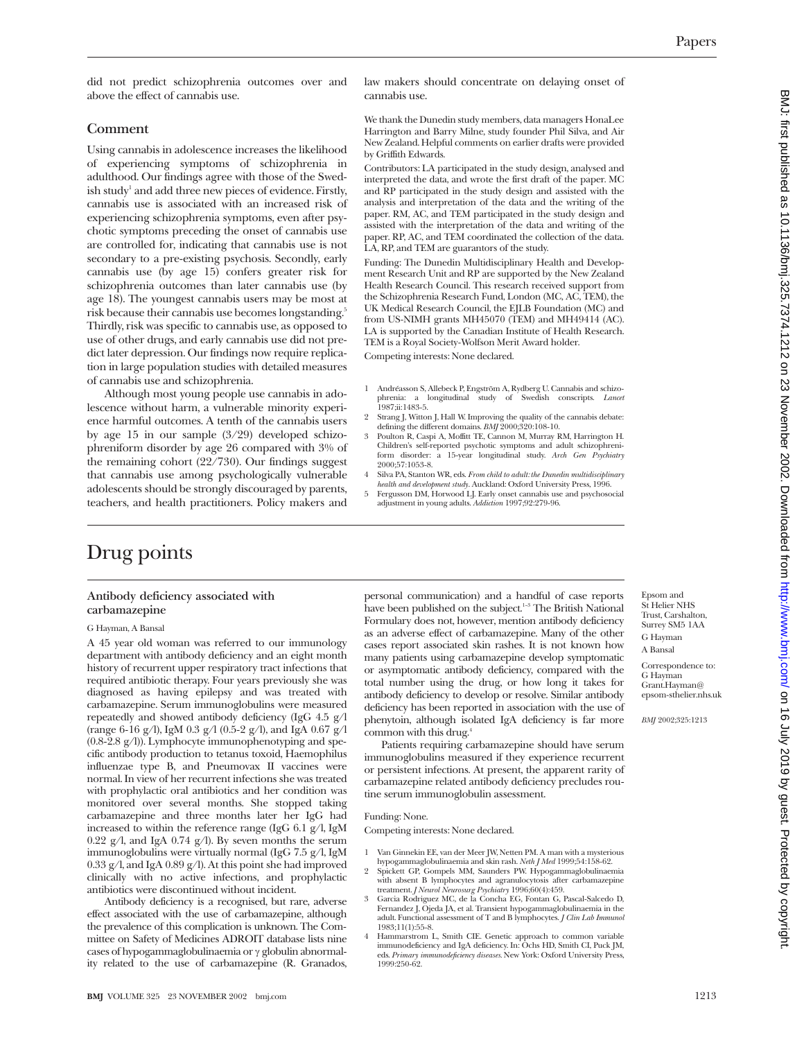did not predict schizophrenia outcomes over and above the effect of cannabis use.

## Comment

Using cannabis in adolescence increases the likelihood of experiencing symptoms of schizophrenia in adulthood. Our findings agree with those of the Swedish study[1] and add three new pieces of evidence. Firstly, cannabis use is associated with an increased risk of experiencing schizophrenia symptoms, even after psychotic symptoms preceding the onset of cannabis use are controlled for, indicating that cannabis use is not secondary to a pre-existing psychosis. Secondly, early cannabis use (by age 15) confers greater risk for schizophrenia outcomes than later cannabis use (by age 18). The youngest cannabis users may be most at risk because their cannabis use becomes longstanding.[5] Thirdly, risk was specific to cannabis use, as opposed to use of other drugs, and early cannabis use did not predict later depression. Our findings now require replication in large population studies with detailed measures of cannabis use and schizophrenia.

Although most young people use cannabis in adolescence without harm, a vulnerable minority experience harmful outcomes. A tenth of the cannabis users by age 15 in our sample (3/29) developed schizophreniform disorder by age 26 compared with 3% of the remaining cohort (22/730). Our findings suggest that cannabis use among psychologically vulnerable adolescents should be strongly discouraged by parents, teachers, and health practitioners. Policy makers and law makers should concentrate on delaying onset of cannabis use.

We thank the Dunedin study members, data managers HonaLee Harrington and Barry Milne, study founder Phil Silva, and Air New Zealand. Helpful comments on earlier drafts were provided by Griffith Edwards.

Contributors: LA participated in the study design, analysed and interpreted the data, and wrote the first draft of the paper. MC and RP participated in the study design and assisted with the analysis and interpretation of the data and the writing of the paper. RM, AC, and TEM participated in the study design and assisted with the interpretation of the data and writing of the paper. RP, AC, and TEM coordinated the collection of the data. LA, RP, and TEM are guarantors of the study.

Funding: The Dunedin Multidisciplinary Health and Development Research Unit and RP are supported by the New Zealand Health Research Council. This research received support from the Schizophrenia Research Fund, London (MC, AC, TEM), the UK Medical Research Council, the EJLB Foundation (MC) and from US-NIMH grants MH45070 (TEM) and MH49414 (AC). LA is supported by the Canadian Institute of Health Research. TEM is a Royal Society-Wolfson Merit Award holder.

Competing interests: None declared.

1. Andréasson S, Allebeck P, Engström A, Rydberg U. Cannabis and schizophrenia: a longitudinal study of Swedish conscripts. *Lancet* 1987;ii:1483-5.
2. Strang J, Witton J, Hall W. Improving the quality of the cannabis debate: defining the different domains. *BMJ* 2000;320:108-10.
3. Poulton R, Caspi A, Moffitt TE, Cannon M, Murray RM, Harrington H. Children's self-reported psychotic symptoms and adult schizophreniform disorder: a 15-year longitudinal study. *Arch Gen Psychiatry* 2000;57:1053-8.
4. Silva PA, Stanton WR, eds. *From child to adult: the Dunedin multidisciplinary health and development study*. Auckland: Oxford University Press, 1996.
5. Fergusson DM, Horwood LJ. Early onset cannabis use and psychosocial adjustment in young adults. *Addiction* 1997;92:279-96.

# Drug points

### Antibody deficiency associated with carbamazepine

G Hayman, A Bansal

Epsom and St Helier NHS Trust, Carshalton, Surrey SM5 1AA
G Hayman
A Bansal

Correspondence to: G Hayman Grant.Hayman@epsom-sthelier.nhs.uk

*BMJ* 2002;325:1213

A 45 year old woman was referred to our immunology department with antibody deficiency and an eight month history of recurrent upper respiratory tract infections that required antibiotic therapy. Four years previously she was diagnosed as having epilepsy and was treated with carbamazepine. Serum immunoglobulins were measured repeatedly and showed antibody deficiency (IgG 4.5 g/l (range 6-16 g/l), IgM 0.3 g/l (0.5-2 g/l), and IgA 0.67 g/l (0.8-2.8 g/l)). Lymphocyte immunophenotyping and specific antibody production to tetanus toxoid, Haemophilus influenzae type B, and Pneumovax II vaccines were normal. In view of her recurrent infections she was treated with prophylactic oral antibiotics and her condition was monitored over several months. She stopped taking carbamazepine and three months later her IgG had increased to within the reference range (IgG 6.1 g/l, IgM 0.22 g/l, and IgA 0.74 g/l). By seven months the serum immunoglobulins were virtually normal (IgG 7.5 g/l, IgM 0.33 g/l, and IgA 0.89 g/l). At this point she had improved clinically with no active infections, and prophylactic antibiotics were discontinued without incident.

Antibody deficiency is a recognised, but rare, adverse effect associated with the use of carbamazepine, although the prevalence of this complication is unknown. The Committee on Safety of Medicines ADROIT database lists nine cases of hypogammaglobulinaemia or $\gamma$ globulin abnormality related to the use of carbamazepine (R. Granados, personal communication) and a handful of case reports have been published on the subject.[1-3] The British National Formulary does not, however, mention antibody deficiency as an adverse effect of carbamazepine. Many of the other cases report associated skin rashes. It is not known how many patients using carbamazepine develop symptomatic or asymptomatic antibody deficiency, compared with the total number using the drug, or how long it takes for antibody deficiency to develop or resolve. Similar antibody deficiency has been reported in association with the use of phenytoin, although isolated IgA deficiency is far more common with this drug.[4]

Patients requiring carbamazepine should have serum immunoglobulins measured if they experience recurrent or persistent infections. At present, the apparent rarity of carbamazepine related antibody deficiency precludes routine serum immunoglobulin assessment.

Funding: None.

Competing interests: None declared.

1. Van Ginnekin EE, van der Meer JW, Netten PM. A man with a mysterious hypogammaglobulinaemia and skin rash. *Neth J Med* 1999;54:158-62.
2. Spickett GP, Gompels MM, Saunders PW. Hypogammaglobulinaemia with absent B lymphocytes and agranulocytosis after carbamazepine treatment. *J Neurol Neurosurg Psychiatry* 1996;60(4):459.
3. Garcia Rodriguez MC, de la Concha EG, Fontan G, Pascal-Salcedo D, Fernandez J, Ojeda JA, et al. Transient hypogammaglobulinaemia in the adult. Functional assessment of T and B lymphocytes. *J Clin Lab Immunol* 1983;11(1):55-8.
4. Hammarstrom L, Smith CIE. Genetic approach to common variable immunodeficiency and IgA deficiency. In: Ochs HD, Smith CI, Puck JM, eds. *Primary immunodeficiency diseases*. New York: Oxford University Press, 1999:250-62.